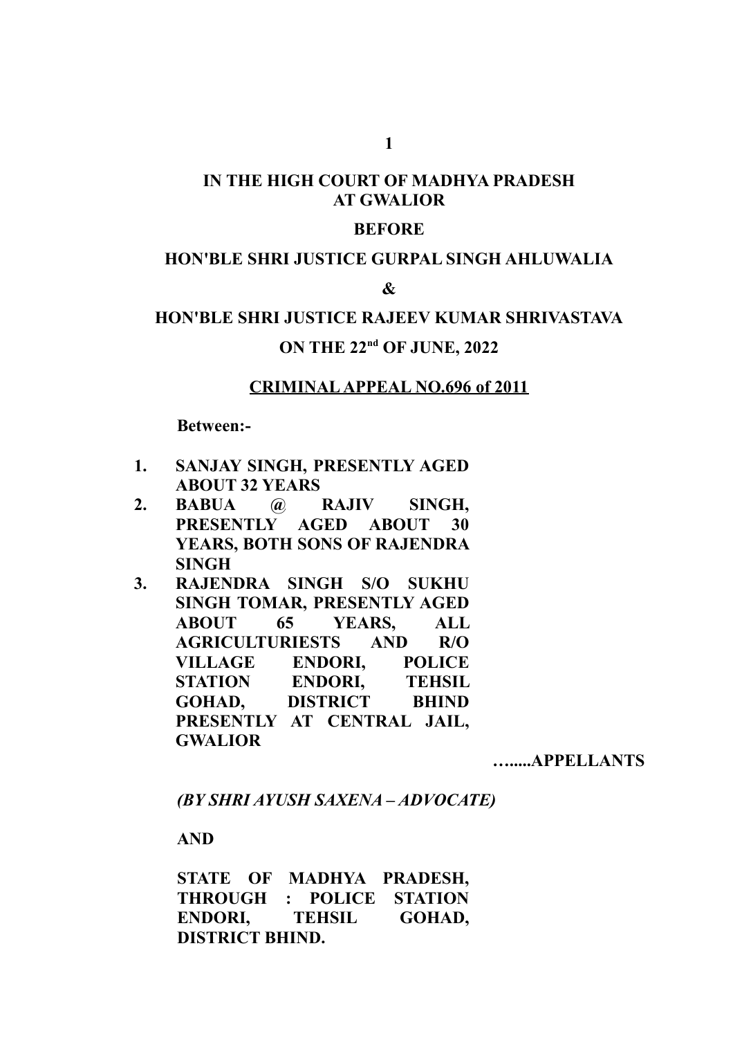**IN THE HIGH COURT OF MADHYA PRADESH**
**AT GWALIOR**

**BEFORE**

**HON'BLE SHRI JUSTICE GURPAL SINGH AHLUWALIA**

**&**

**HON'BLE SHRI JUSTICE RAJEEV KUMAR SHRIVASTAVA**

**ON THE 22nd OF JUNE, 2022**

**CRIMINAL APPEAL NO.696 of 2011**

**Between:-**

1. **SANJAY SINGH, PRESENTLY AGED ABOUT 32 YEARS**
2. **BABUA @ RAJIV SINGH, PRESENTLY AGED ABOUT 30 YEARS, BOTH SONS OF RAJENDRA SINGH**
3. **RAJENDRA SINGH S/O SUKHU SINGH TOMAR, PRESENTLY AGED ABOUT 65 YEARS, ALL AGRICULTURIESTS AND R/O VILLAGE ENDORI, POLICE STATION ENDORI, TEHSIL GOHAD, DISTRICT BHIND PRESENTLY AT CENTRAL JAIL, GWALIOR**

**…......APPELLANTS**

***(BY SHRI AYUSH SAXENA – ADVOCATE)***

**AND**

**STATE OF MADHYA PRADESH, THROUGH : POLICE STATION ENDORI, TEHSIL GOHAD, DISTRICT BHIND.**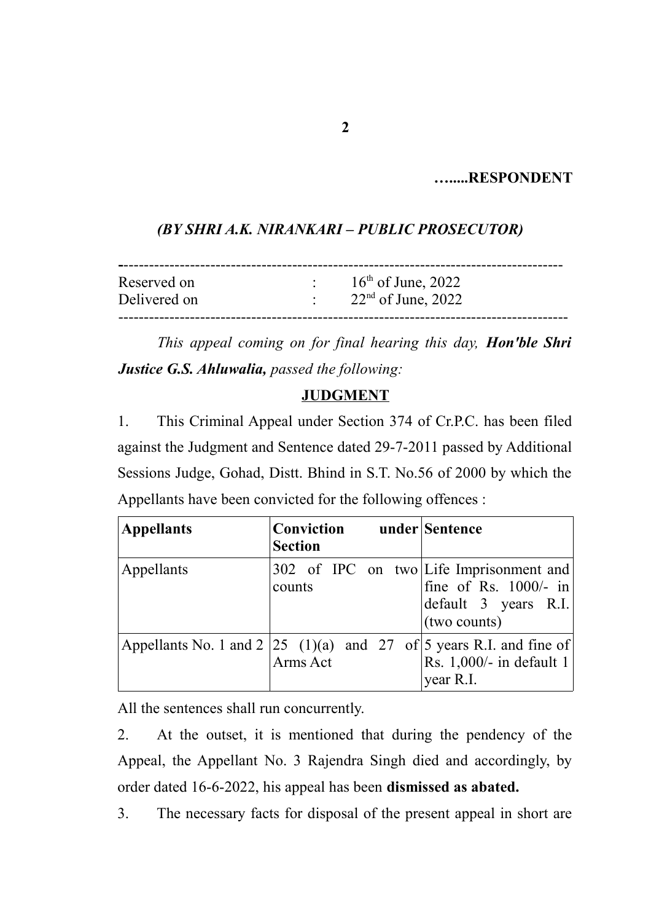**…......RESPONDENT**

***(BY SHRI A.K. NIRANKARI – PUBLIC PROSECUTOR)***

---

| | | |
|---|---|---|
| Reserved on | : | $16^{th}$ of June, 2022 |
| Delivered on | : | $22^{nd}$ of June, 2022 |

---

*This appeal coming on for final hearing this day,* ***Hon'ble Shri Justice G.S. Ahluwalia,*** *passed the following:*

## JUDGMENT

1. This Criminal Appeal under Section 374 of Cr.P.C. has been filed against the Judgment and Sentence dated 29-7-2011 passed by Additional Sessions Judge, Gohad, Distt. Bhind in S.T. No.56 of 2000 by which the Appellants have been convicted for the following offences :

| **Appellants** | **Conviction under Section** | **Sentence** |
|---|---|---|
| Appellants | 302 of IPC on two counts | Life Imprisonment and fine of Rs. 1000/- in default 3 years R.I. (two counts) |
| Appellants No. 1 and 2 | 25 (1)(a) and 27 of Arms Act | 5 years R.I. and fine of Rs. 1,000/- in default 1 year R.I. |

All the sentences shall run concurrently.

2. At the outset, it is mentioned that during the pendency of the Appeal, the Appellant No. 3 Rajendra Singh died and accordingly, by order dated 16-6-2022, his appeal has been **dismissed as abated.**

3. The necessary facts for disposal of the present appeal in short are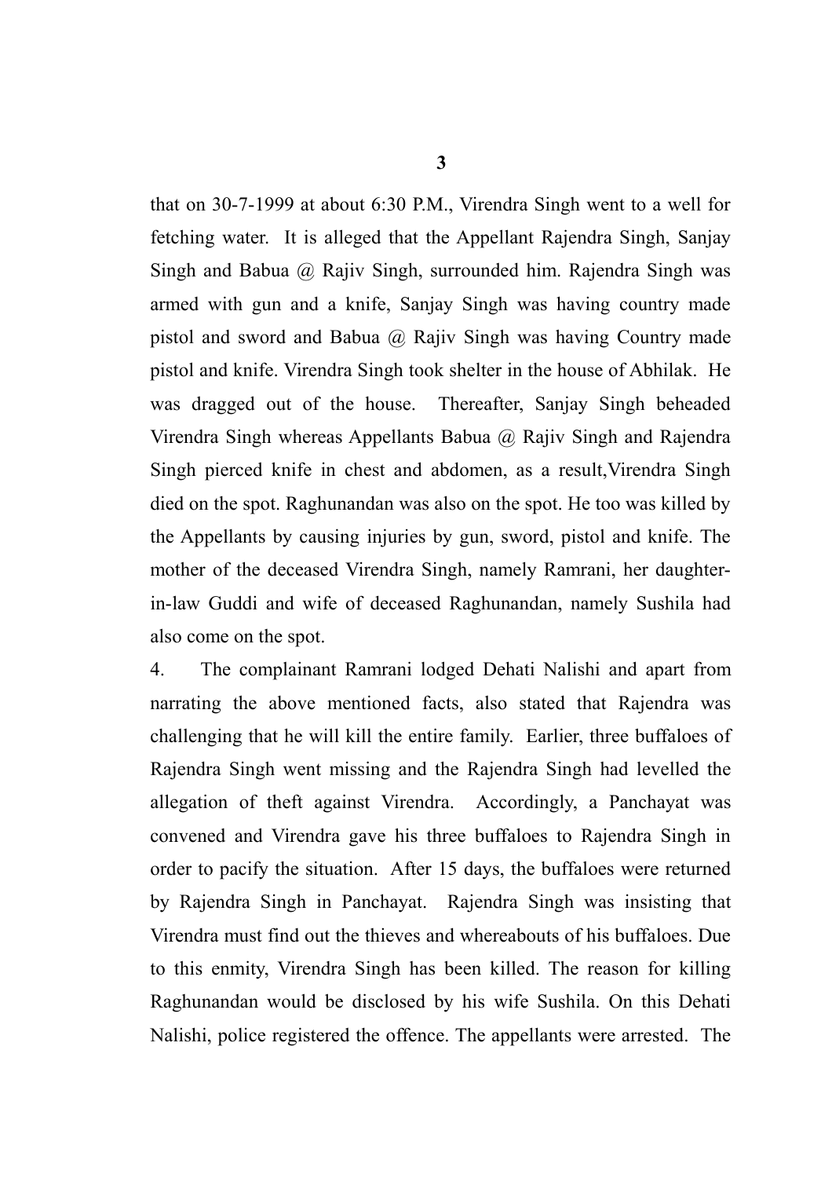that on 30-7-1999 at about 6:30 P.M., Virendra Singh went to a well for fetching water. It is alleged that the Appellant Rajendra Singh, Sanjay Singh and Babua @ Rajiv Singh, surrounded him. Rajendra Singh was armed with gun and a knife, Sanjay Singh was having country made pistol and sword and Babua @ Rajiv Singh was having Country made pistol and knife. Virendra Singh took shelter in the house of Abhilak. He was dragged out of the house. Thereafter, Sanjay Singh beheaded Virendra Singh whereas Appellants Babua @ Rajiv Singh and Rajendra Singh pierced knife in chest and abdomen, as a result,Virendra Singh died on the spot. Raghunandan was also on the spot. He too was killed by the Appellants by causing injuries by gun, sword, pistol and knife. The mother of the deceased Virendra Singh, namely Ramrani, her daughter-in-law Guddi and wife of deceased Raghunandan, namely Sushila had also come on the spot.

4. The complainant Ramrani lodged Dehati Nalishi and apart from narrating the above mentioned facts, also stated that Rajendra was challenging that he will kill the entire family. Earlier, three buffaloes of Rajendra Singh went missing and the Rajendra Singh had levelled the allegation of theft against Virendra. Accordingly, a Panchayat was convened and Virendra gave his three buffaloes to Rajendra Singh in order to pacify the situation. After 15 days, the buffaloes were returned by Rajendra Singh in Panchayat. Rajendra Singh was insisting that Virendra must find out the thieves and whereabouts of his buffaloes. Due to this enmity, Virendra Singh has been killed. The reason for killing Raghunandan would be disclosed by his wife Sushila. On this Dehati Nalishi, police registered the offence. The appellants were arrested. The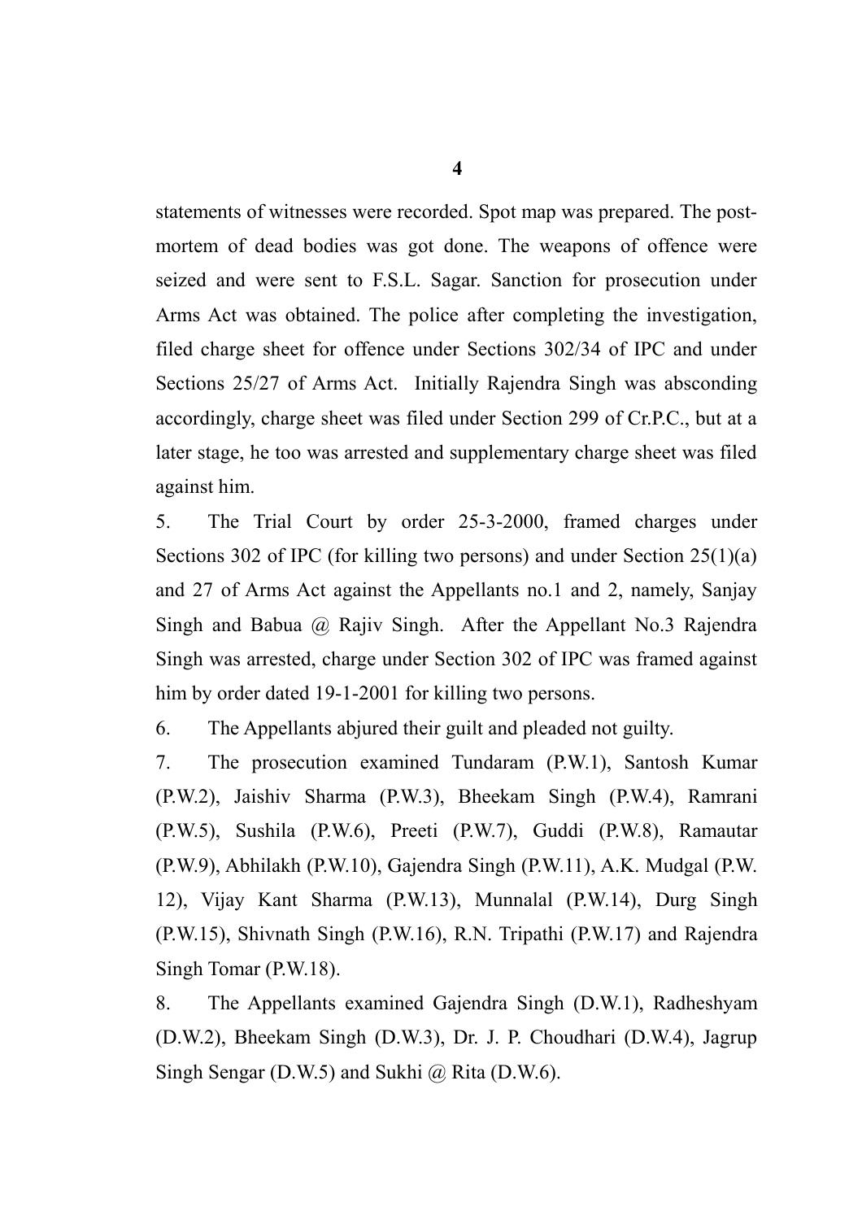statements of witnesses were recorded. Spot map was prepared. The post-mortem of dead bodies was got done. The weapons of offence were seized and were sent to F.S.L. Sagar. Sanction for prosecution under Arms Act was obtained. The police after completing the investigation, filed charge sheet for offence under Sections 302/34 of IPC and under Sections 25/27 of Arms Act. Initially Rajendra Singh was absconding accordingly, charge sheet was filed under Section 299 of Cr.P.C., but at a later stage, he too was arrested and supplementary charge sheet was filed against him.

5. The Trial Court by order 25-3-2000, framed charges under Sections 302 of IPC (for killing two persons) and under Section 25(1)(a) and 27 of Arms Act against the Appellants no.1 and 2, namely, Sanjay Singh and Babua @ Rajiv Singh. After the Appellant No.3 Rajendra Singh was arrested, charge under Section 302 of IPC was framed against him by order dated 19-1-2001 for killing two persons.

6. The Appellants abjured their guilt and pleaded not guilty.

7. The prosecution examined Tundaram (P.W.1), Santosh Kumar (P.W.2), Jaishiv Sharma (P.W.3), Bheekam Singh (P.W.4), Ramrani (P.W.5), Sushila (P.W.6), Preeti (P.W.7), Guddi (P.W.8), Ramautar (P.W.9), Abhilakh (P.W.10), Gajendra Singh (P.W.11), A.K. Mudgal (P.W. 12), Vijay Kant Sharma (P.W.13), Munnalal (P.W.14), Durg Singh (P.W.15), Shivnath Singh (P.W.16), R.N. Tripathi (P.W.17) and Rajendra Singh Tomar (P.W.18).

8. The Appellants examined Gajendra Singh (D.W.1), Radheshyam (D.W.2), Bheekam Singh (D.W.3), Dr. J. P. Choudhari (D.W.4), Jagrup Singh Sengar (D.W.5) and Sukhi @ Rita (D.W.6).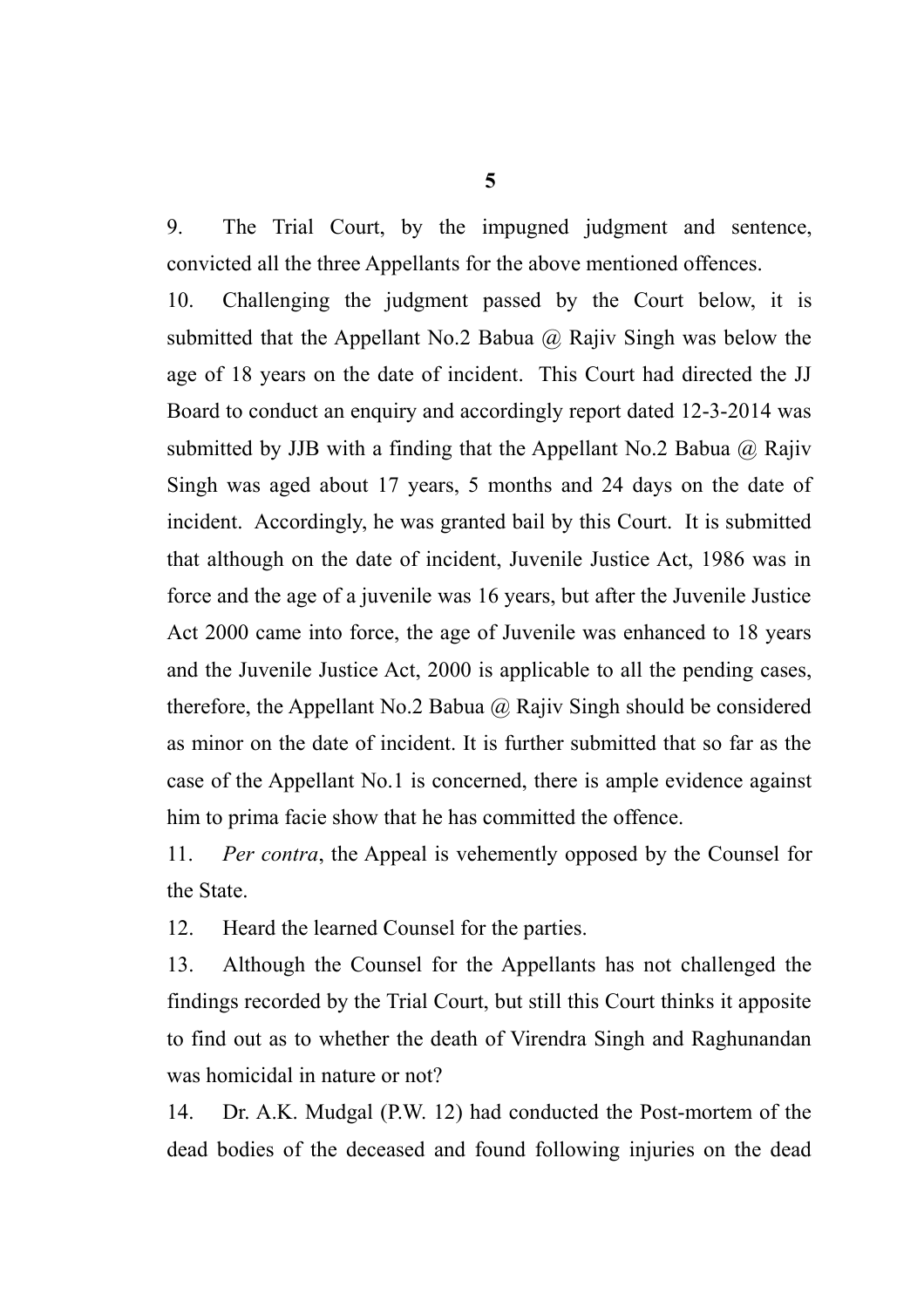9. The Trial Court, by the impugned judgment and sentence, convicted all the three Appellants for the above mentioned offences.

10. Challenging the judgment passed by the Court below, it is submitted that the Appellant No.2 Babua @ Rajiv Singh was below the age of 18 years on the date of incident. This Court had directed the JJ Board to conduct an enquiry and accordingly report dated 12-3-2014 was submitted by JJB with a finding that the Appellant No.2 Babua @ Rajiv Singh was aged about 17 years, 5 months and 24 days on the date of incident. Accordingly, he was granted bail by this Court. It is submitted that although on the date of incident, Juvenile Justice Act, 1986 was in force and the age of a juvenile was 16 years, but after the Juvenile Justice Act 2000 came into force, the age of Juvenile was enhanced to 18 years and the Juvenile Justice Act, 2000 is applicable to all the pending cases, therefore, the Appellant No.2 Babua @ Rajiv Singh should be considered as minor on the date of incident. It is further submitted that so far as the case of the Appellant No.1 is concerned, there is ample evidence against him to prima facie show that he has committed the offence.

11. *Per contra*, the Appeal is vehemently opposed by the Counsel for the State.

12. Heard the learned Counsel for the parties.

13. Although the Counsel for the Appellants has not challenged the findings recorded by the Trial Court, but still this Court thinks it apposite to find out as to whether the death of Virendra Singh and Raghunandan was homicidal in nature or not?

14. Dr. A.K. Mudgal (P.W. 12) had conducted the Post-mortem of the dead bodies of the deceased and found following injuries on the dead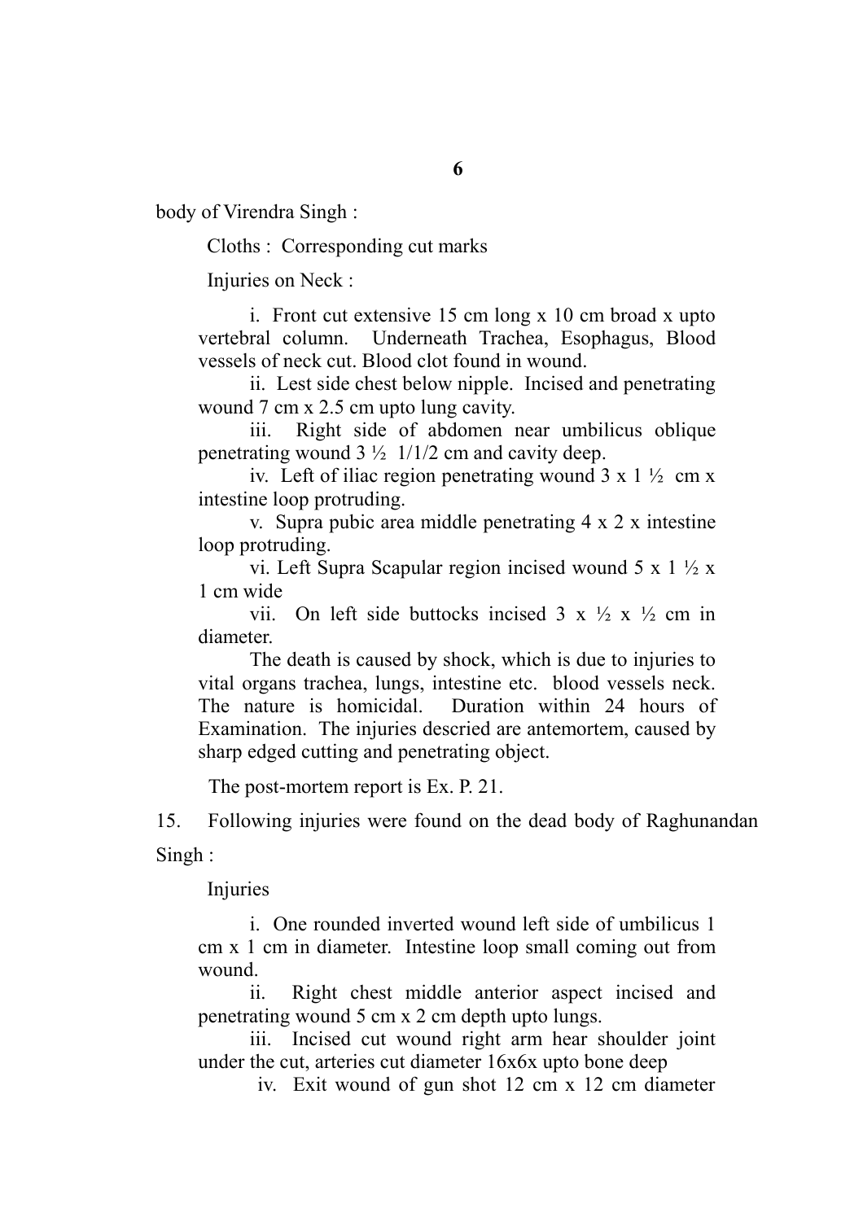body of Virendra Singh :

Cloths : Corresponding cut marks

Injuries on Neck :

> i. Front cut extensive 15 cm long x 10 cm broad x upto vertebral column. Underneath Trachea, Esophagus, Blood vessels of neck cut. Blood clot found in wound.
>
> ii. Lest side chest below nipple. Incised and penetrating wound 7 cm x 2.5 cm upto lung cavity.
>
> iii. Right side of abdomen near umbilicus oblique penetrating wound 3 ½ 1/1/2 cm and cavity deep.
>
> iv. Left of iliac region penetrating wound 3 x 1 ½ cm x intestine loop protruding.
>
> v. Supra pubic area middle penetrating 4 x 2 x intestine loop protruding.
>
> vi. Left Supra Scapular region incised wound 5 x 1 ½ x 1 cm wide
>
> vii. On left side buttocks incised 3 x ½ x ½ cm in diameter.
>
> The death is caused by shock, which is due to injuries to vital organs trachea, lungs, intestine etc. blood vessels neck. The nature is homicidal. Duration within 24 hours of Examination. The injuries descried are antemortem, caused by sharp edged cutting and penetrating object.

The post-mortem report is Ex. P. 21.

15. Following injuries were found on the dead body of Raghunandan Singh :

Injuries

> i. One rounded inverted wound left side of umbilicus 1 cm x 1 cm in diameter. Intestine loop small coming out from wound.
>
> ii. Right chest middle anterior aspect incised and penetrating wound 5 cm x 2 cm depth upto lungs.
>
> iii. Incised cut wound right arm hear shoulder joint under the cut, arteries cut diameter 16x6x upto bone deep
>
> iv. Exit wound of gun shot 12 cm x 12 cm diameter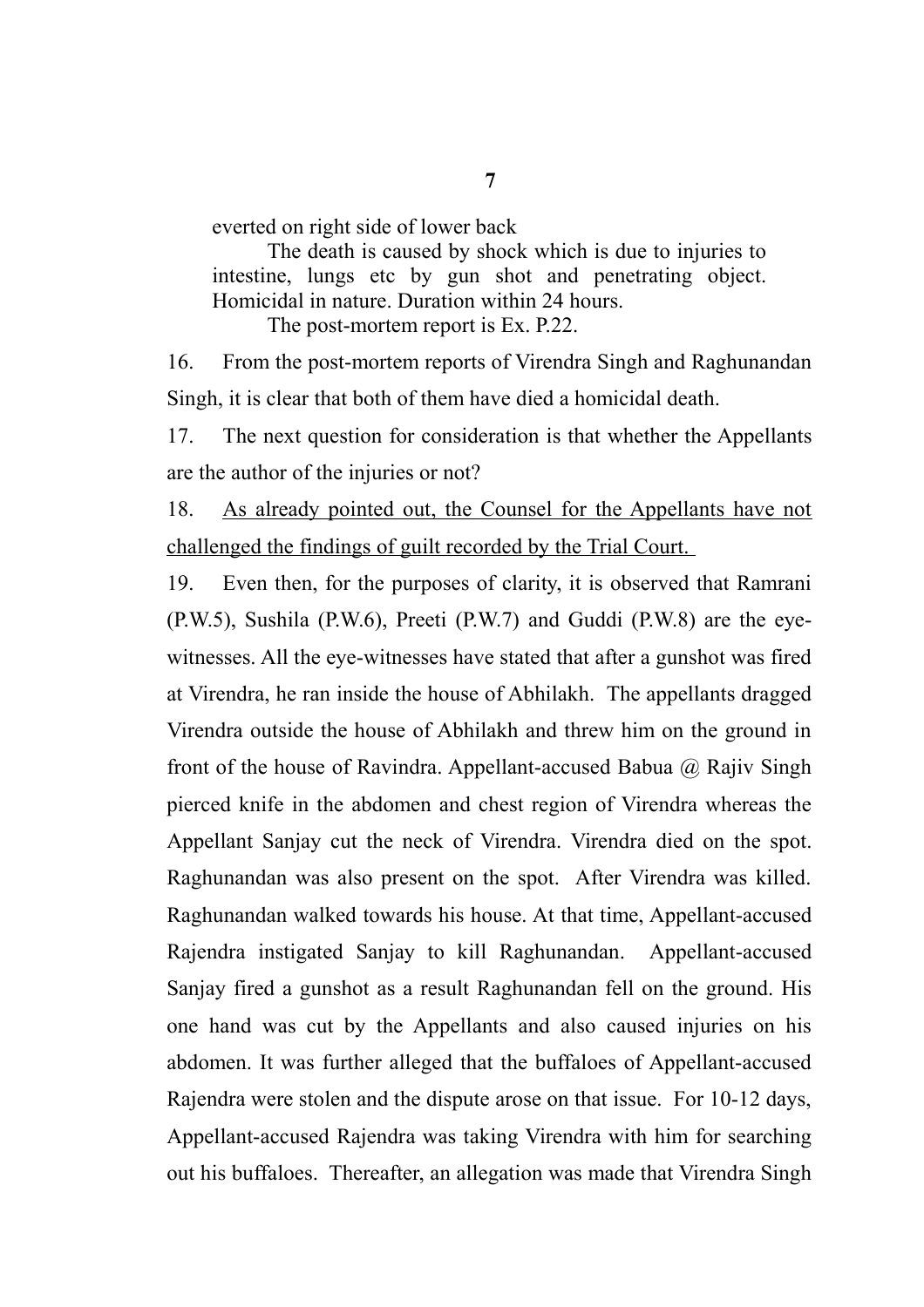everted on right side of lower back

The death is caused by shock which is due to injuries to intestine, lungs etc by gun shot and penetrating object. Homicidal in nature. Duration within 24 hours.

The post-mortem report is Ex. P.22.

16. From the post-mortem reports of Virendra Singh and Raghunandan Singh, it is clear that both of them have died a homicidal death.

17. The next question for consideration is that whether the Appellants are the author of the injuries or not?

18. <u>As already pointed out, the Counsel for the Appellants have not challenged the findings of guilt recorded by the Trial Court.</u>

19. Even then, for the purposes of clarity, it is observed that Ramrani (P.W.5), Sushila (P.W.6), Preeti (P.W.7) and Guddi (P.W.8) are the eye-witnesses. All the eye-witnesses have stated that after a gunshot was fired at Virendra, he ran inside the house of Abhilakh. The appellants dragged Virendra outside the house of Abhilakh and threw him on the ground in front of the house of Ravindra. Appellant-accused Babua @ Rajiv Singh pierced knife in the abdomen and chest region of Virendra whereas the Appellant Sanjay cut the neck of Virendra. Virendra died on the spot. Raghunandan was also present on the spot. After Virendra was killed. Raghunandan walked towards his house. At that time, Appellant-accused Rajendra instigated Sanjay to kill Raghunandan. Appellant-accused Sanjay fired a gunshot as a result Raghunandan fell on the ground. His one hand was cut by the Appellants and also caused injuries on his abdomen. It was further alleged that the buffaloes of Appellant-accused Rajendra were stolen and the dispute arose on that issue. For 10-12 days, Appellant-accused Rajendra was taking Virendra with him for searching out his buffaloes. Thereafter, an allegation was made that Virendra Singh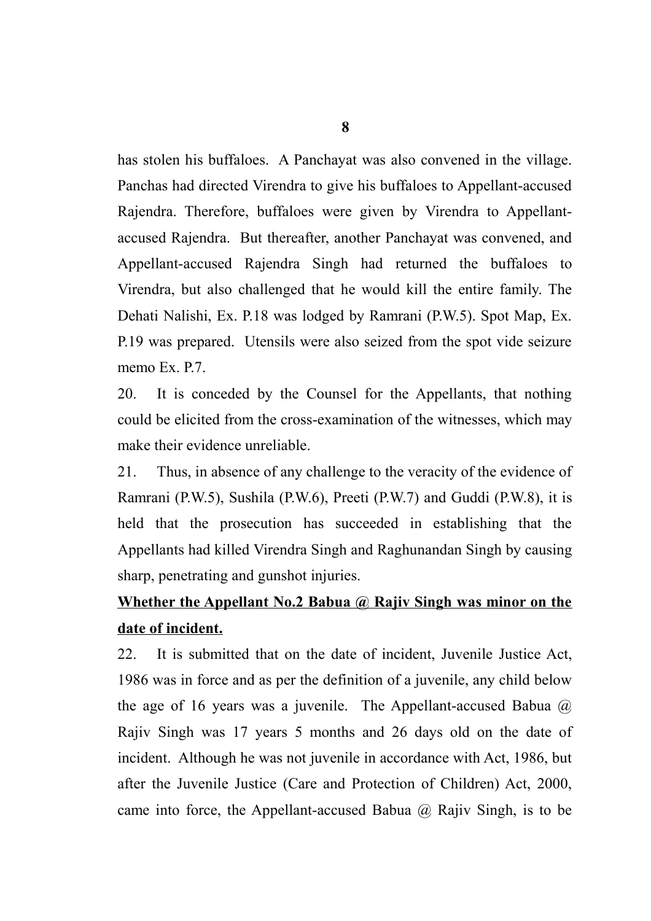has stolen his buffaloes. A Panchayat was also convened in the village. Panchas had directed Virendra to give his buffaloes to Appellant-accused Rajendra. Therefore, buffaloes were given by Virendra to Appellant-accused Rajendra. But thereafter, another Panchayat was convened, and Appellant-accused Rajendra Singh had returned the buffaloes to Virendra, but also challenged that he would kill the entire family. The Dehati Nalishi, Ex. P.18 was lodged by Ramrani (P.W.5). Spot Map, Ex. P.19 was prepared. Utensils were also seized from the spot vide seizure memo Ex. P.7.

20. It is conceded by the Counsel for the Appellants, that nothing could be elicited from the cross-examination of the witnesses, which may make their evidence unreliable.

21. Thus, in absence of any challenge to the veracity of the evidence of Ramrani (P.W.5), Sushila (P.W.6), Preeti (P.W.7) and Guddi (P.W.8), it is held that the prosecution has succeeded in establishing that the Appellants had killed Virendra Singh and Raghunandan Singh by causing sharp, penetrating and gunshot injuries.

**<u>Whether the Appellant No.2 Babua @ Rajiv Singh was minor on the date of incident.</u>**

22. It is submitted that on the date of incident, Juvenile Justice Act, 1986 was in force and as per the definition of a juvenile, any child below the age of 16 years was a juvenile. The Appellant-accused Babua @ Rajiv Singh was 17 years 5 months and 26 days old on the date of incident. Although he was not juvenile in accordance with Act, 1986, but after the Juvenile Justice (Care and Protection of Children) Act, 2000, came into force, the Appellant-accused Babua @ Rajiv Singh, is to be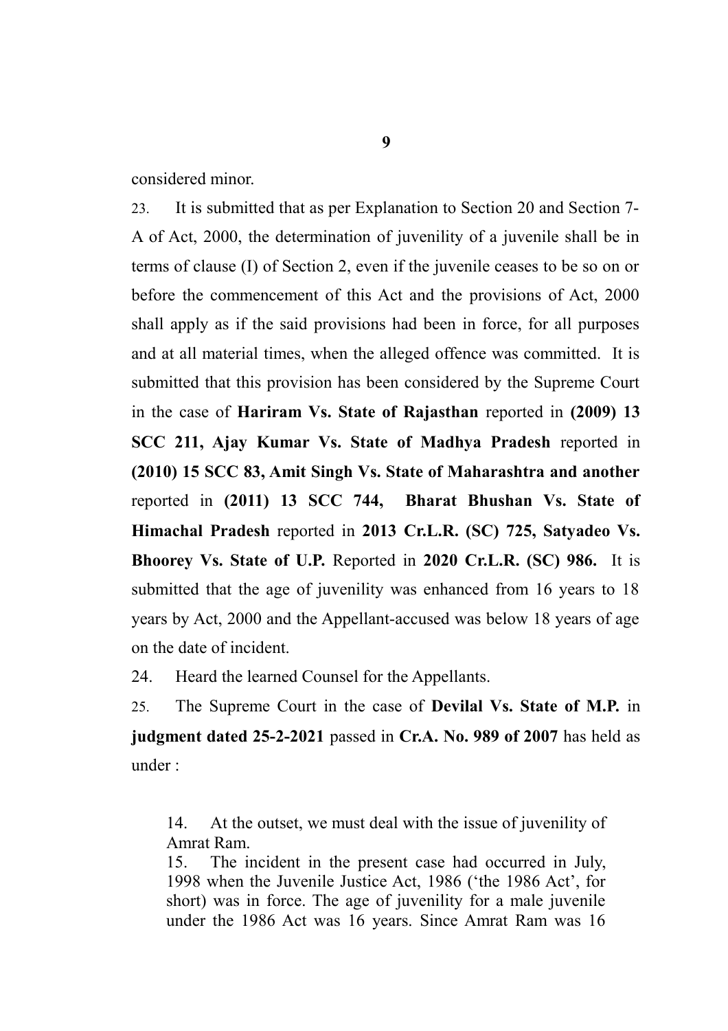considered minor.

23. It is submitted that as per Explanation to Section 20 and Section 7-A of Act, 2000, the determination of juvenility of a juvenile shall be in terms of clause (I) of Section 2, even if the juvenile ceases to be so on or before the commencement of this Act and the provisions of Act, 2000 shall apply as if the said provisions had been in force, for all purposes and at all material times, when the alleged offence was committed. It is submitted that this provision has been considered by the Supreme Court in the case of **Hariram Vs. State of Rajasthan** reported in **(2009) 13 SCC 211, Ajay Kumar Vs. State of Madhya Pradesh** reported in **(2010) 15 SCC 83, Amit Singh Vs. State of Maharashtra and another** reported in **(2011) 13 SCC 744, Bharat Bhushan Vs. State of Himachal Pradesh** reported in **2013 Cr.L.R. (SC) 725, Satyadeo Vs. Bhoorey Vs. State of U.P.** Reported in **2020 Cr.L.R. (SC) 986.** It is submitted that the age of juvenility was enhanced from 16 years to 18 years by Act, 2000 and the Appellant-accused was below 18 years of age on the date of incident.

24. Heard the learned Counsel for the Appellants.

25. The Supreme Court in the case of **Devilal Vs. State of M.P.** in **judgment dated 25-2-2021** passed in **Cr.A. No. 989 of 2007** has held as under :

> 14. At the outset, we must deal with the issue of juvenility of Amrat Ram.
>
> 15. The incident in the present case had occurred in July, 1998 when the Juvenile Justice Act, 1986 ('the 1986 Act', for short) was in force. The age of juvenility for a male juvenile under the 1986 Act was 16 years. Since Amrat Ram was 16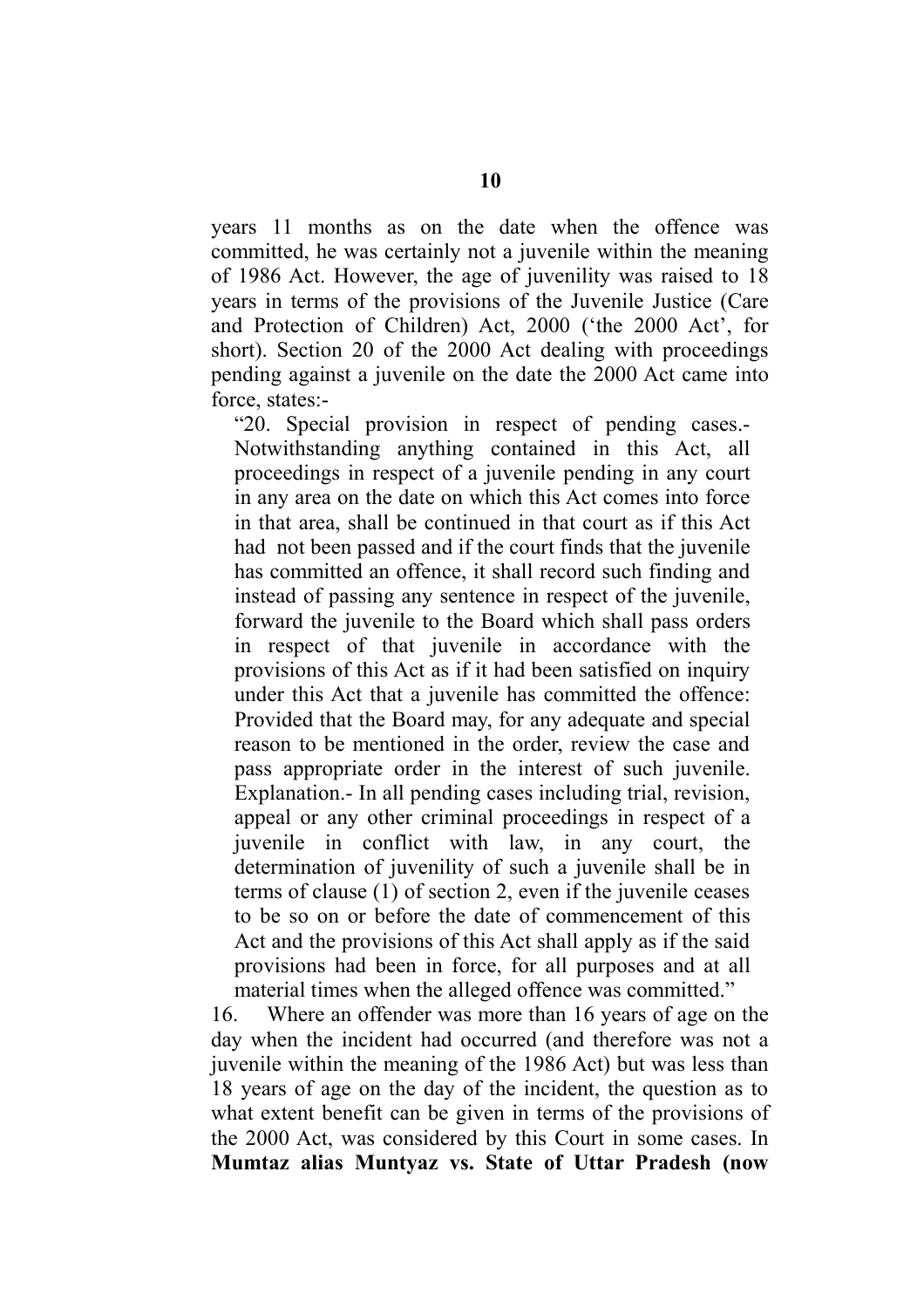years 11 months as on the date when the offence was committed, he was certainly not a juvenile within the meaning of 1986 Act. However, the age of juvenility was raised to 18 years in terms of the provisions of the Juvenile Justice (Care and Protection of Children) Act, 2000 ('the 2000 Act', for short). Section 20 of the 2000 Act dealing with proceedings pending against a juvenile on the date the 2000 Act came into force, states:-

> "20. Special provision in respect of pending cases.- Notwithstanding anything contained in this Act, all proceedings in respect of a juvenile pending in any court in any area on the date on which this Act comes into force in that area, shall be continued in that court as if this Act had not been passed and if the court finds that the juvenile has committed an offence, it shall record such finding and instead of passing any sentence in respect of the juvenile, forward the juvenile to the Board which shall pass orders in respect of that juvenile in accordance with the provisions of this Act as if it had been satisfied on inquiry under this Act that a juvenile has committed the offence: Provided that the Board may, for any adequate and special reason to be mentioned in the order, review the case and pass appropriate order in the interest of such juvenile. Explanation.- In all pending cases including trial, revision, appeal or any other criminal proceedings in respect of a juvenile in conflict with law, in any court, the determination of juvenility of such a juvenile shall be in terms of clause (1) of section 2, even if the juvenile ceases to be so on or before the date of commencement of this Act and the provisions of this Act shall apply as if the said provisions had been in force, for all purposes and at all material times when the alleged offence was committed."

16. Where an offender was more than 16 years of age on the day when the incident had occurred (and therefore was not a juvenile within the meaning of the 1986 Act) but was less than 18 years of age on the day of the incident, the question as to what extent benefit can be given in terms of the provisions of the 2000 Act, was considered by this Court in some cases. In **Mumtaz alias Muntyaz vs. State of Uttar Pradesh (now**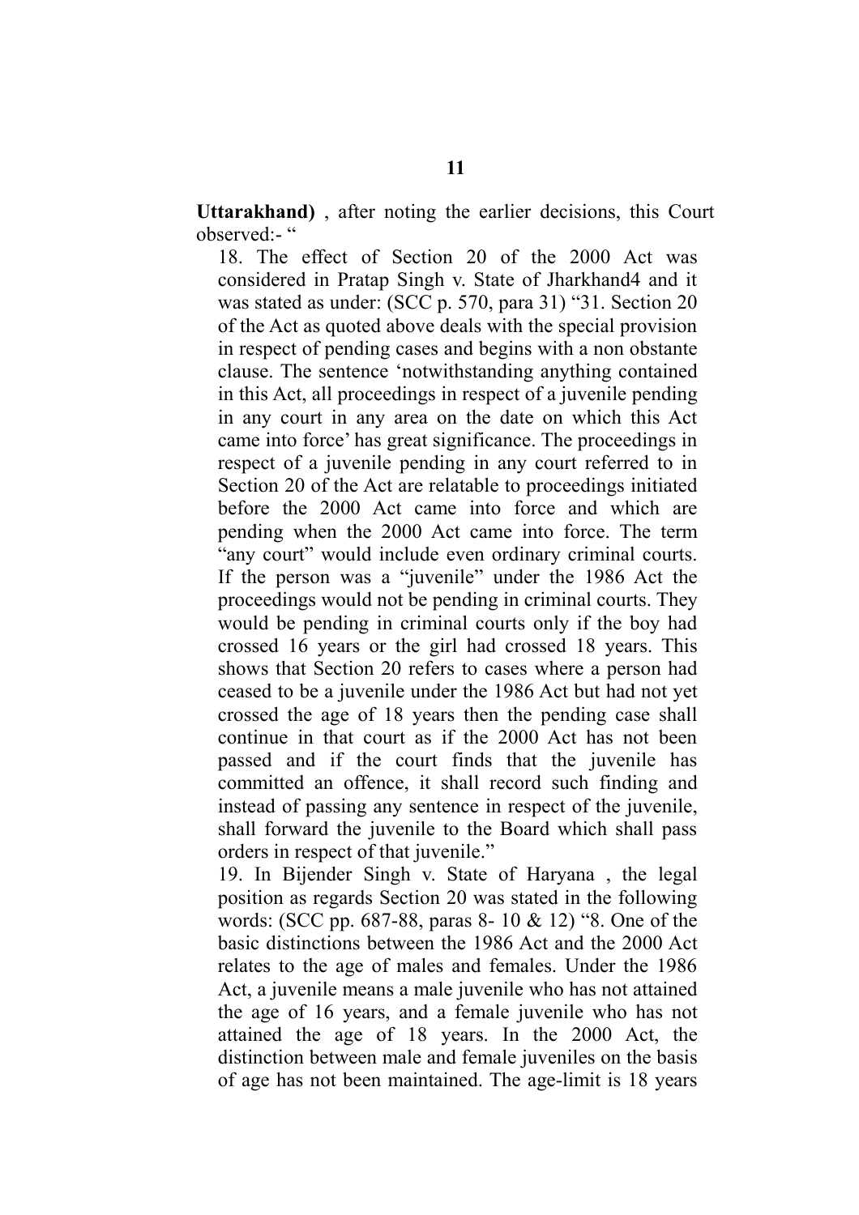**Uttarakhand)** , after noting the earlier decisions, this Court observed:- "

18. The effect of Section 20 of the 2000 Act was considered in Pratap Singh v. State of Jharkhand4 and it was stated as under: (SCC p. 570, para 31) "31. Section 20 of the Act as quoted above deals with the special provision in respect of pending cases and begins with a non obstante clause. The sentence 'notwithstanding anything contained in this Act, all proceedings in respect of a juvenile pending in any court in any area on the date on which this Act came into force' has great significance. The proceedings in respect of a juvenile pending in any court referred to in Section 20 of the Act are relatable to proceedings initiated before the 2000 Act came into force and which are pending when the 2000 Act came into force. The term "any court" would include even ordinary criminal courts. If the person was a "juvenile" under the 1986 Act the proceedings would not be pending in criminal courts. They would be pending in criminal courts only if the boy had crossed 16 years or the girl had crossed 18 years. This shows that Section 20 refers to cases where a person had ceased to be a juvenile under the 1986 Act but had not yet crossed the age of 18 years then the pending case shall continue in that court as if the 2000 Act has not been passed and if the court finds that the juvenile has committed an offence, it shall record such finding and instead of passing any sentence in respect of the juvenile, shall forward the juvenile to the Board which shall pass orders in respect of that juvenile."

19. In Bijender Singh v. State of Haryana , the legal position as regards Section 20 was stated in the following words: (SCC pp. 687-88, paras 8- 10 & 12) "8. One of the basic distinctions between the 1986 Act and the 2000 Act relates to the age of males and females. Under the 1986 Act, a juvenile means a male juvenile who has not attained the age of 16 years, and a female juvenile who has not attained the age of 18 years. In the 2000 Act, the distinction between male and female juveniles on the basis of age has not been maintained. The age-limit is 18 years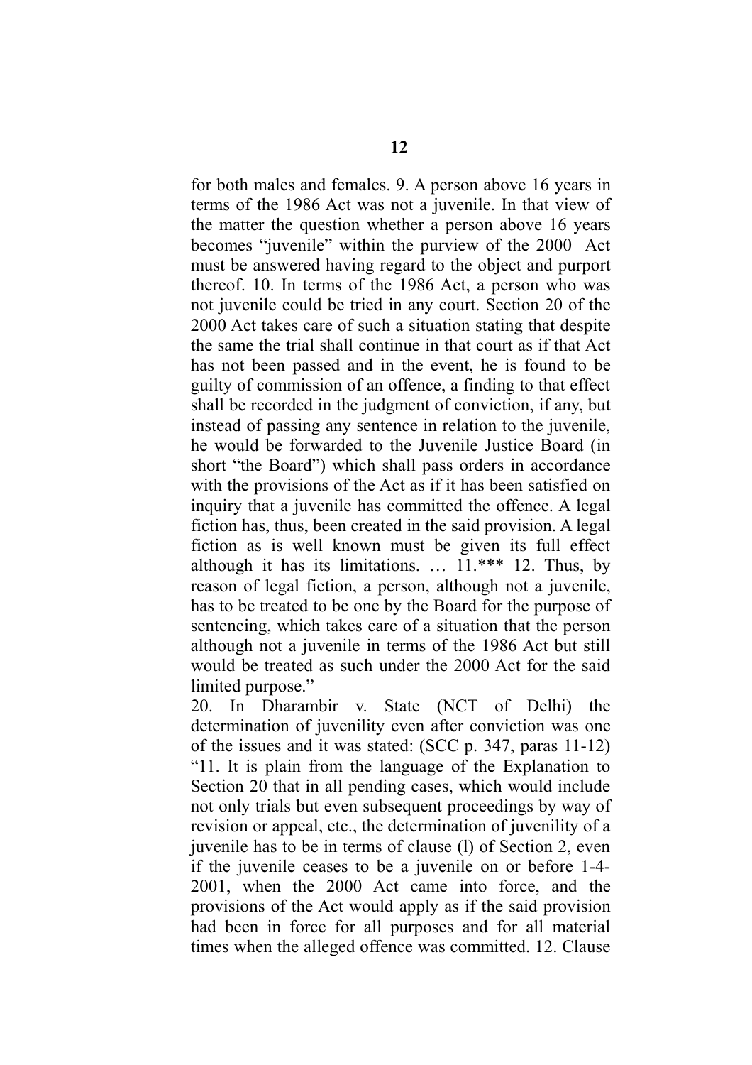for both males and females. 9. A person above 16 years in terms of the 1986 Act was not a juvenile. In that view of the matter the question whether a person above 16 years becomes "juvenile" within the purview of the 2000 Act must be answered having regard to the object and purport thereof. 10. In terms of the 1986 Act, a person who was not juvenile could be tried in any court. Section 20 of the 2000 Act takes care of such a situation stating that despite the same the trial shall continue in that court as if that Act has not been passed and in the event, he is found to be guilty of commission of an offence, a finding to that effect shall be recorded in the judgment of conviction, if any, but instead of passing any sentence in relation to the juvenile, he would be forwarded to the Juvenile Justice Board (in short "the Board") which shall pass orders in accordance with the provisions of the Act as if it has been satisfied on inquiry that a juvenile has committed the offence. A legal fiction has, thus, been created in the said provision. A legal fiction as is well known must be given its full effect although it has its limitations. … 11.*** 12. Thus, by reason of legal fiction, a person, although not a juvenile, has to be treated to be one by the Board for the purpose of sentencing, which takes care of a situation that the person although not a juvenile in terms of the 1986 Act but still would be treated as such under the 2000 Act for the said limited purpose."

20. In Dharambir v. State (NCT of Delhi) the determination of juvenility even after conviction was one of the issues and it was stated: (SCC p. 347, paras 11-12) "11. It is plain from the language of the Explanation to Section 20 that in all pending cases, which would include not only trials but even subsequent proceedings by way of revision or appeal, etc., the determination of juvenility of a juvenile has to be in terms of clause (l) of Section 2, even if the juvenile ceases to be a juvenile on or before 1-4-2001, when the 2000 Act came into force, and the provisions of the Act would apply as if the said provision had been in force for all purposes and for all material times when the alleged offence was committed. 12. Clause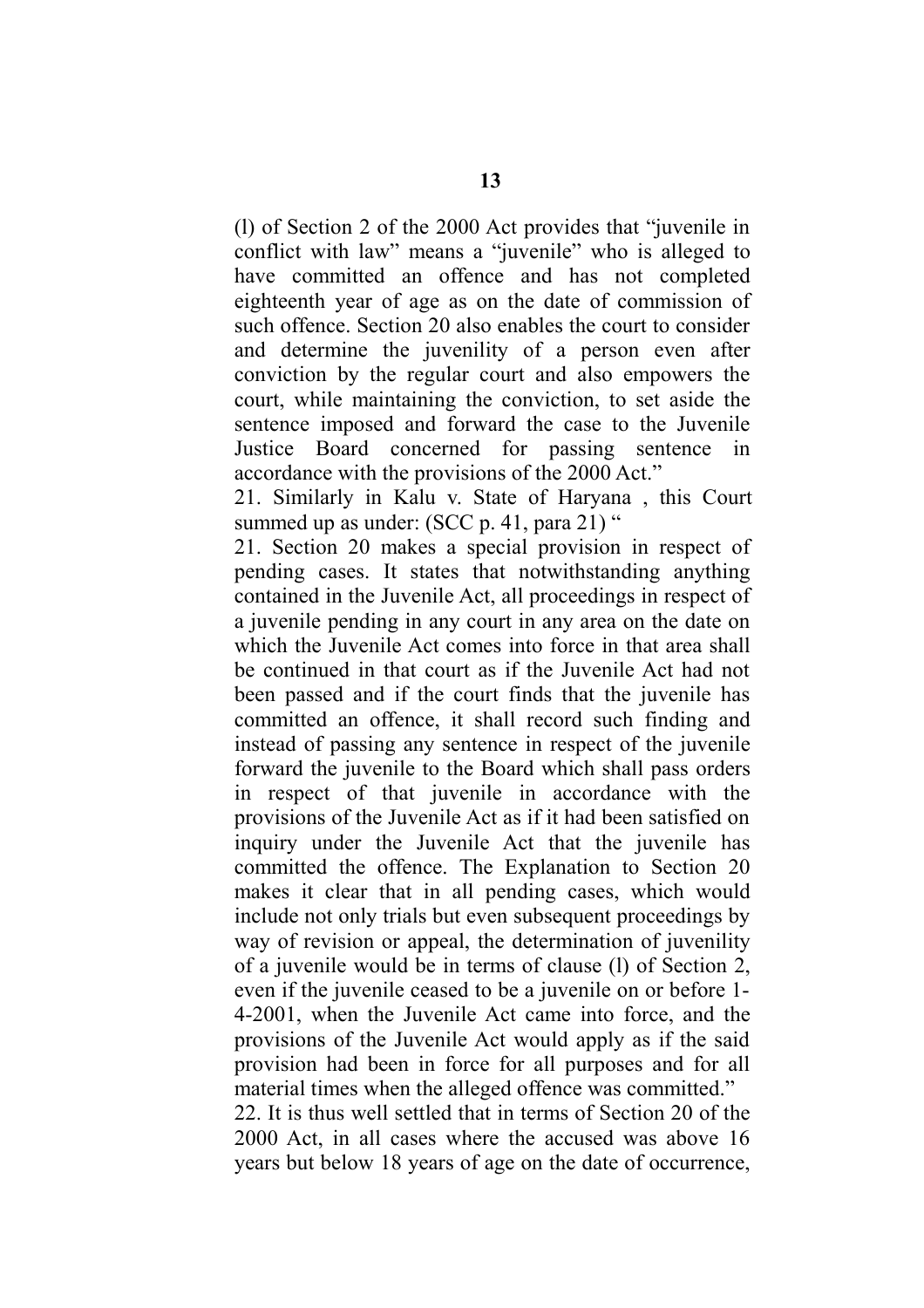(l) of Section 2 of the 2000 Act provides that "juvenile in conflict with law" means a "juvenile" who is alleged to have committed an offence and has not completed eighteenth year of age as on the date of commission of such offence. Section 20 also enables the court to consider and determine the juvenility of a person even after conviction by the regular court and also empowers the court, while maintaining the conviction, to set aside the sentence imposed and forward the case to the Juvenile Justice Board concerned for passing sentence in accordance with the provisions of the 2000 Act."

21. Similarly in Kalu v. State of Haryana , this Court summed up as under: (SCC p. 41, para 21) "

21. Section 20 makes a special provision in respect of pending cases. It states that notwithstanding anything contained in the Juvenile Act, all proceedings in respect of a juvenile pending in any court in any area on the date on which the Juvenile Act comes into force in that area shall be continued in that court as if the Juvenile Act had not been passed and if the court finds that the juvenile has committed an offence, it shall record such finding and instead of passing any sentence in respect of the juvenile forward the juvenile to the Board which shall pass orders in respect of that juvenile in accordance with the provisions of the Juvenile Act as if it had been satisfied on inquiry under the Juvenile Act that the juvenile has committed the offence. The Explanation to Section 20 makes it clear that in all pending cases, which would include not only trials but even subsequent proceedings by way of revision or appeal, the determination of juvenility of a juvenile would be in terms of clause (l) of Section 2, even if the juvenile ceased to be a juvenile on or before 1-4-2001, when the Juvenile Act came into force, and the provisions of the Juvenile Act would apply as if the said provision had been in force for all purposes and for all material times when the alleged offence was committed."

22. It is thus well settled that in terms of Section 20 of the 2000 Act, in all cases where the accused was above 16 years but below 18 years of age on the date of occurrence,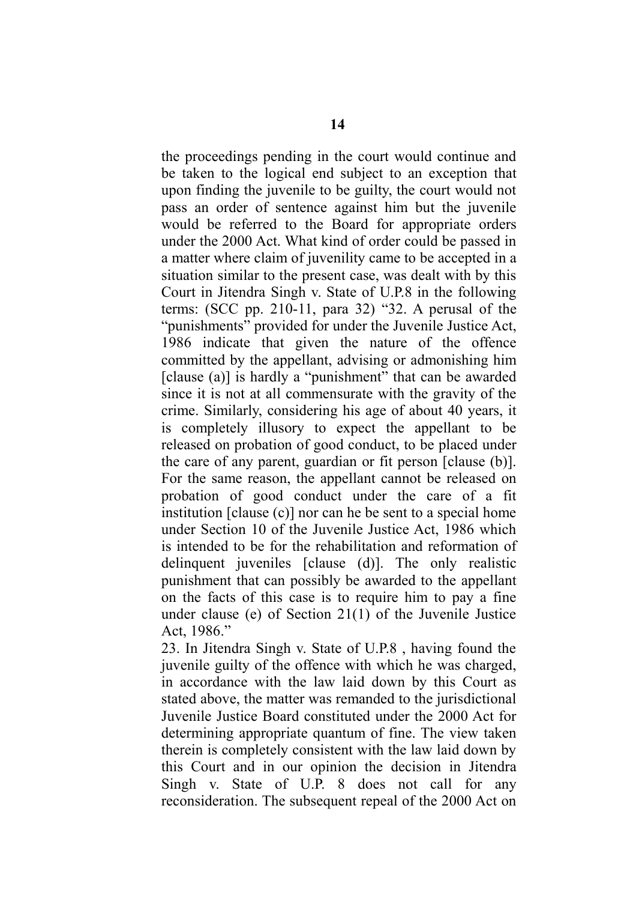the proceedings pending in the court would continue and be taken to the logical end subject to an exception that upon finding the juvenile to be guilty, the court would not pass an order of sentence against him but the juvenile would be referred to the Board for appropriate orders under the 2000 Act. What kind of order could be passed in a matter where claim of juvenility came to be accepted in a situation similar to the present case, was dealt with by this Court in Jitendra Singh v. State of U.P.8 in the following terms: (SCC pp. 210-11, para 32) "32. A perusal of the "punishments" provided for under the Juvenile Justice Act, 1986 indicate that given the nature of the offence committed by the appellant, advising or admonishing him [clause (a)] is hardly a "punishment" that can be awarded since it is not at all commensurate with the gravity of the crime. Similarly, considering his age of about 40 years, it is completely illusory to expect the appellant to be released on probation of good conduct, to be placed under the care of any parent, guardian or fit person [clause (b)]. For the same reason, the appellant cannot be released on probation of good conduct under the care of a fit institution [clause (c)] nor can he be sent to a special home under Section 10 of the Juvenile Justice Act, 1986 which is intended to be for the rehabilitation and reformation of delinquent juveniles [clause (d)]. The only realistic punishment that can possibly be awarded to the appellant on the facts of this case is to require him to pay a fine under clause (e) of Section 21(1) of the Juvenile Justice Act, 1986."

23. In Jitendra Singh v. State of U.P.8 , having found the juvenile guilty of the offence with which he was charged, in accordance with the law laid down by this Court as stated above, the matter was remanded to the jurisdictional Juvenile Justice Board constituted under the 2000 Act for determining appropriate quantum of fine. The view taken therein is completely consistent with the law laid down by this Court and in our opinion the decision in Jitendra Singh v. State of U.P. 8 does not call for any reconsideration. The subsequent repeal of the 2000 Act on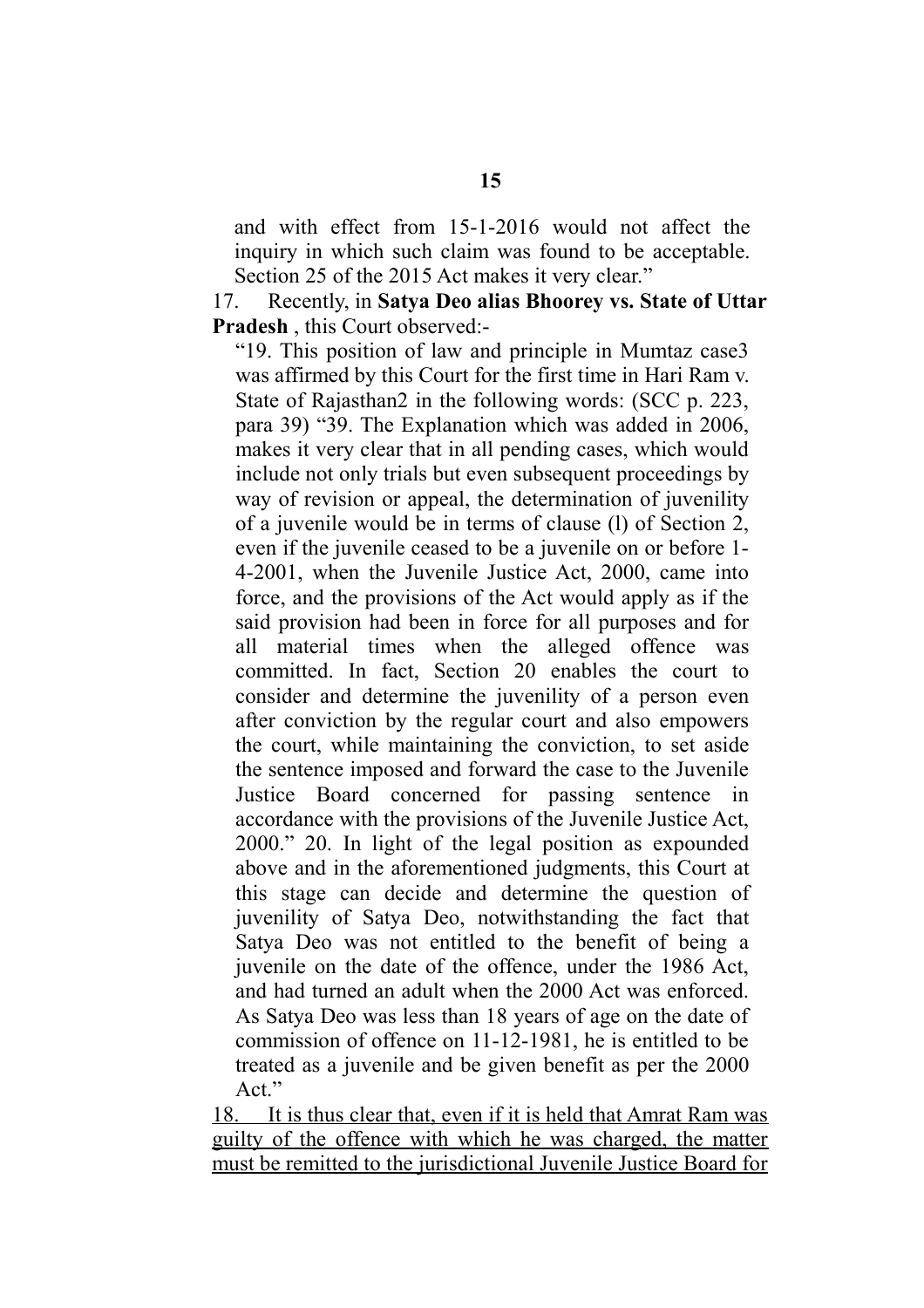and with effect from 15-1-2016 would not affect the inquiry in which such claim was found to be acceptable. Section 25 of the 2015 Act makes it very clear."

17. Recently, in **Satya Deo alias Bhoorey vs. State of Uttar Pradesh** , this Court observed:-

"19. This position of law and principle in Mumtaz case3 was affirmed by this Court for the first time in Hari Ram v. State of Rajasthan2 in the following words: (SCC p. 223, para 39) "39. The Explanation which was added in 2006, makes it very clear that in all pending cases, which would include not only trials but even subsequent proceedings by way of revision or appeal, the determination of juvenility of a juvenile would be in terms of clause (l) of Section 2, even if the juvenile ceased to be a juvenile on or before 1-4-2001, when the Juvenile Justice Act, 2000, came into force, and the provisions of the Act would apply as if the said provision had been in force for all purposes and for all material times when the alleged offence was committed. In fact, Section 20 enables the court to consider and determine the juvenility of a person even after conviction by the regular court and also empowers the court, while maintaining the conviction, to set aside the sentence imposed and forward the case to the Juvenile Justice Board concerned for passing sentence in accordance with the provisions of the Juvenile Justice Act, 2000." 20. In light of the legal position as expounded above and in the aforementioned judgments, this Court at this stage can decide and determine the question of juvenility of Satya Deo, notwithstanding the fact that Satya Deo was not entitled to the benefit of being a juvenile on the date of the offence, under the 1986 Act, and had turned an adult when the 2000 Act was enforced. As Satya Deo was less than 18 years of age on the date of commission of offence on 11-12-1981, he is entitled to be treated as a juvenile and be given benefit as per the 2000 Act."

<u>18. It is thus clear that, even if it is held that Amrat Ram was guilty of the offence with which he was charged, the matter must be remitted to the jurisdictional Juvenile Justice Board for</u>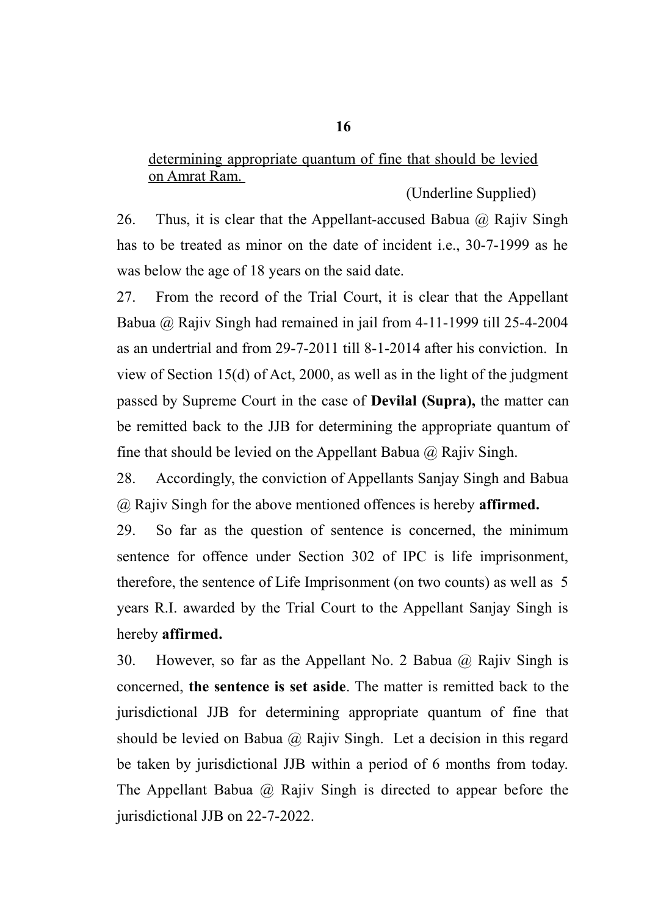<u>determining appropriate quantum of fine that should be levied on Amrat Ram.</u>

(Underline Supplied)

26. Thus, it is clear that the Appellant-accused Babua @ Rajiv Singh has to be treated as minor on the date of incident i.e., 30-7-1999 as he was below the age of 18 years on the said date.

27. From the record of the Trial Court, it is clear that the Appellant Babua @ Rajiv Singh had remained in jail from 4-11-1999 till 25-4-2004 as an undertrial and from 29-7-2011 till 8-1-2014 after his conviction. In view of Section 15(d) of Act, 2000, as well as in the light of the judgment passed by Supreme Court in the case of **Devilal (Supra),** the matter can be remitted back to the JJB for determining the appropriate quantum of fine that should be levied on the Appellant Babua @ Rajiv Singh.

28. Accordingly, the conviction of Appellants Sanjay Singh and Babua @ Rajiv Singh for the above mentioned offences is hereby **affirmed.**

29. So far as the question of sentence is concerned, the minimum sentence for offence under Section 302 of IPC is life imprisonment, therefore, the sentence of Life Imprisonment (on two counts) as well as 5 years R.I. awarded by the Trial Court to the Appellant Sanjay Singh is hereby **affirmed.**

30. However, so far as the Appellant No. 2 Babua @ Rajiv Singh is concerned, **the sentence is set aside**. The matter is remitted back to the jurisdictional JJB for determining appropriate quantum of fine that should be levied on Babua @ Rajiv Singh. Let a decision in this regard be taken by jurisdictional JJB within a period of 6 months from today. The Appellant Babua @ Rajiv Singh is directed to appear before the jurisdictional JJB on 22-7-2022.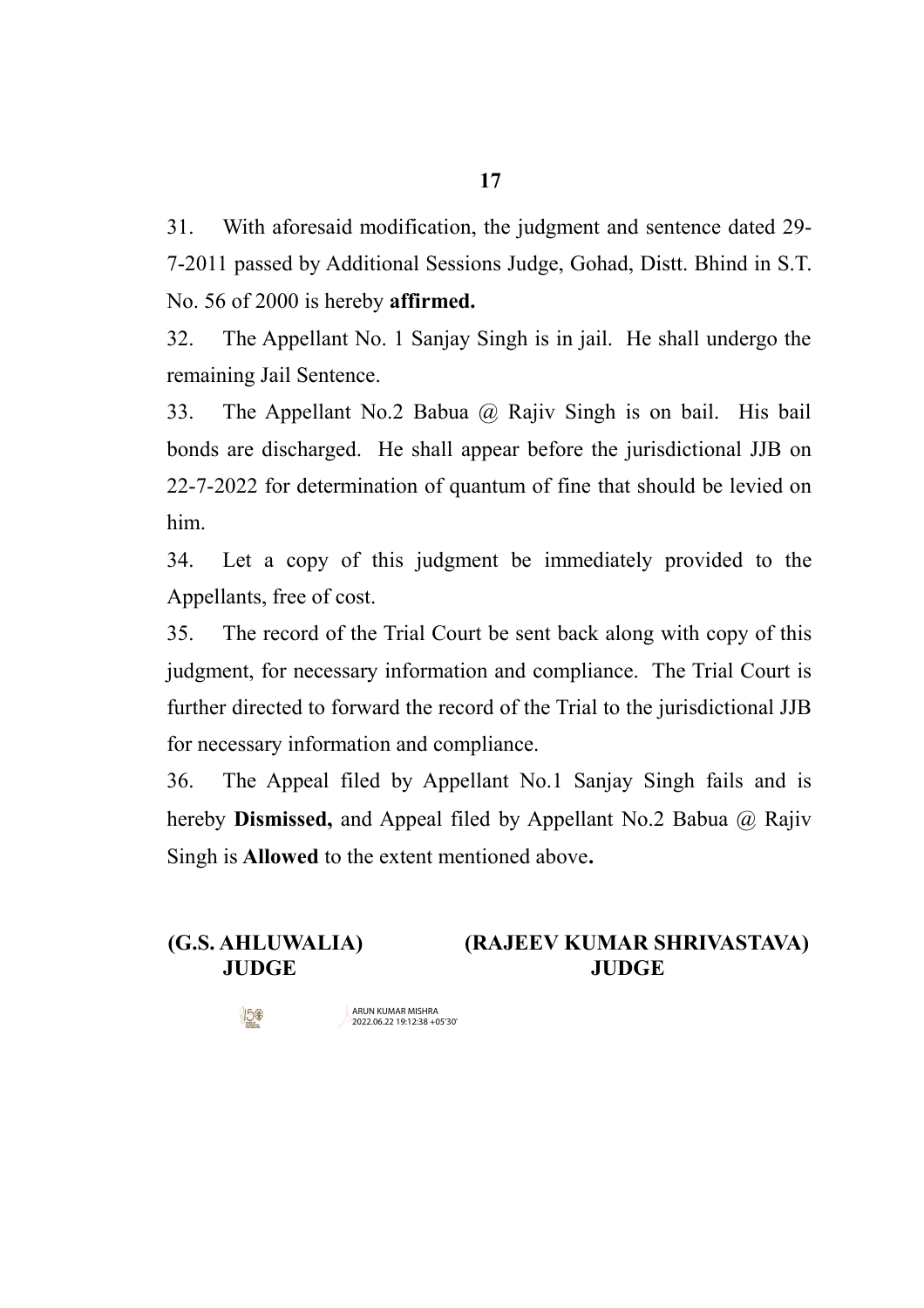31. With aforesaid modification, the judgment and sentence dated 29-7-2011 passed by Additional Sessions Judge, Gohad, Distt. Bhind in S.T. No. 56 of 2000 is hereby **affirmed.**

32. The Appellant No. 1 Sanjay Singh is in jail. He shall undergo the remaining Jail Sentence.

33. The Appellant No.2 Babua @ Rajiv Singh is on bail. His bail bonds are discharged. He shall appear before the jurisdictional JJB on 22-7-2022 for determination of quantum of fine that should be levied on him.

34. Let a copy of this judgment be immediately provided to the Appellants, free of cost.

35. The record of the Trial Court be sent back along with copy of this judgment, for necessary information and compliance. The Trial Court is further directed to forward the record of the Trial to the jurisdictional JJB for necessary information and compliance.

36. The Appeal filed by Appellant No.1 Sanjay Singh fails and is hereby **Dismissed,** and Appeal filed by Appellant No.2 Babua @ Rajiv Singh is **Allowed** to the extent mentioned above**.**

**(G.S. AHLUWALIA)**
**JUDGE**

**(RAJEEV KUMAR SHRIVASTAVA)**
**JUDGE**

ARUN KUMAR MISHRA
2022.06.22 19:12:38 +05'30'